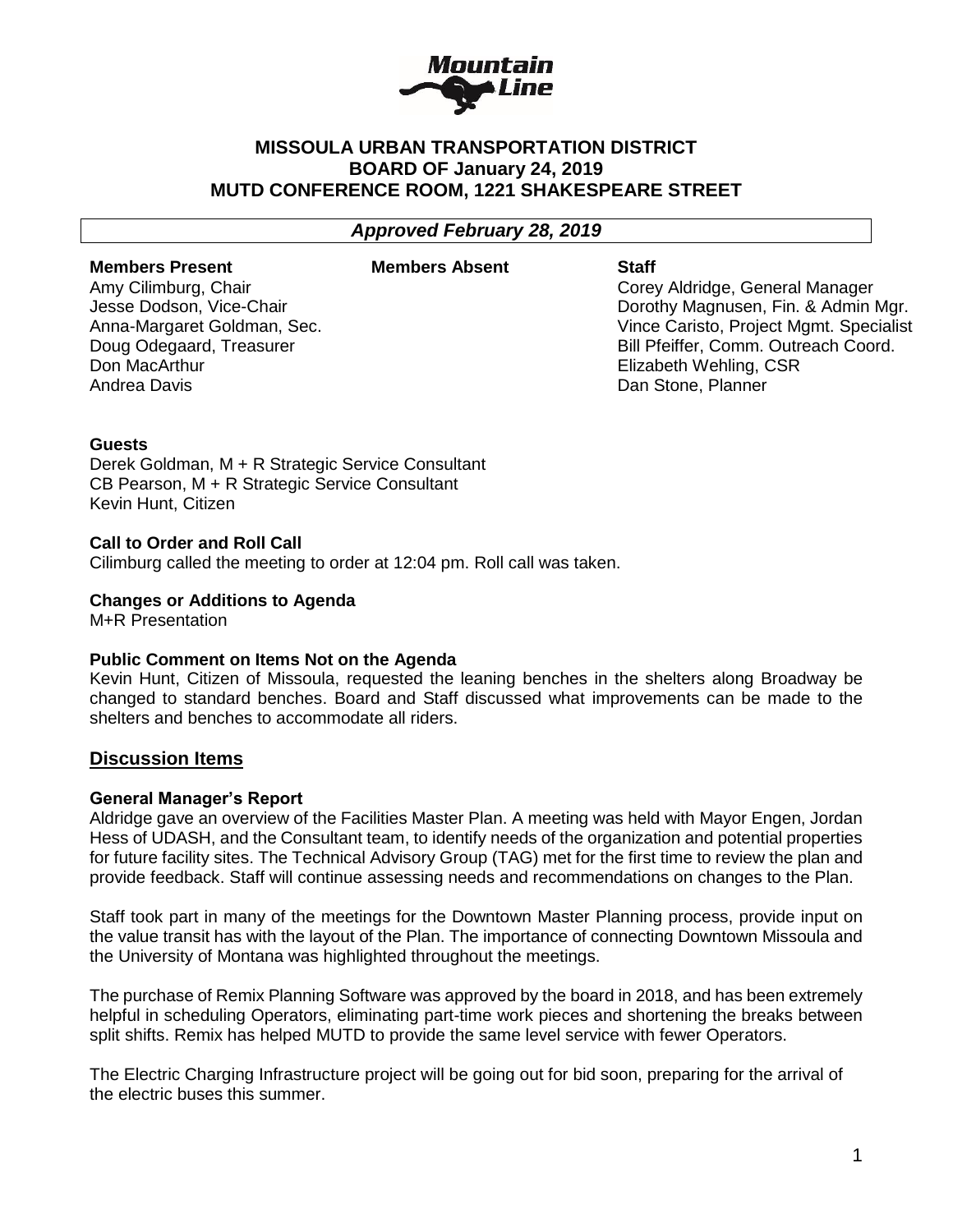# MISSOULA URBAN TRANSPORTATION DISTRICT
## BOARD OF January 24, 2019
## MUTD CONFERENCE ROOM, 1221 SHAKESPEARE STREET

***Approved February 28, 2019***

| **Members Present** | **Members Absent** | **Staff** |
|---|---|---|
| Amy Cilimburg, Chair | | Corey Aldridge, General Manager |
| Jesse Dodson, Vice-Chair | | Dorothy Magnusen, Fin. & Admin Mgr. |
| Anna-Margaret Goldman, Sec. | | Vince Caristo, Project Mgmt. Specialist |
| Doug Odegaard, Treasurer | | Bill Pfeiffer, Comm. Outreach Coord. |
| Don MacArthur | | Elizabeth Wehling, CSR |
| Andrea Davis | | Dan Stone, Planner |

**Guests**
Derek Goldman, M + R Strategic Service Consultant
CB Pearson, M + R Strategic Service Consultant
Kevin Hunt, Citizen

**Call to Order and Roll Call**
Cilimburg called the meeting to order at 12:04 pm. Roll call was taken.

**Changes or Additions to Agenda**
M+R Presentation

**Public Comment on Items Not on the Agenda**
Kevin Hunt, Citizen of Missoula, requested the leaning benches in the shelters along Broadway be changed to standard benches. Board and Staff discussed what improvements can be made to the shelters and benches to accommodate all riders.

## Discussion Items

**General Manager's Report**
Aldridge gave an overview of the Facilities Master Plan. A meeting was held with Mayor Engen, Jordan Hess of UDASH, and the Consultant team, to identify needs of the organization and potential properties for future facility sites. The Technical Advisory Group (TAG) met for the first time to review the plan and provide feedback. Staff will continue assessing needs and recommendations on changes to the Plan.

Staff took part in many of the meetings for the Downtown Master Planning process, provide input on the value transit has with the layout of the Plan. The importance of connecting Downtown Missoula and the University of Montana was highlighted throughout the meetings.

The purchase of Remix Planning Software was approved by the board in 2018, and has been extremely helpful in scheduling Operators, eliminating part-time work pieces and shortening the breaks between split shifts. Remix has helped MUTD to provide the same level service with fewer Operators.

The Electric Charging Infrastructure project will be going out for bid soon, preparing for the arrival of the electric buses this summer.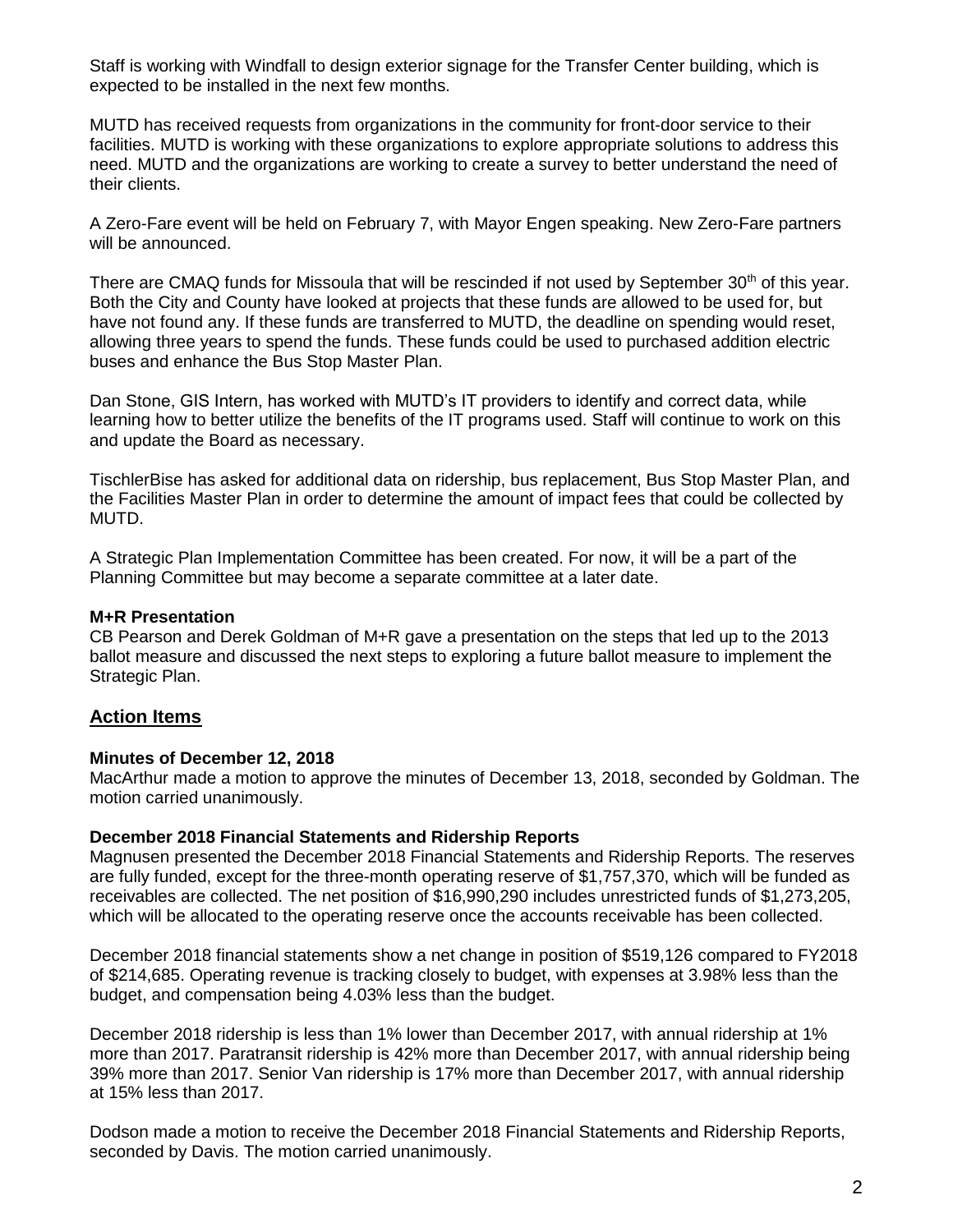Staff is working with Windfall to design exterior signage for the Transfer Center building, which is expected to be installed in the next few months.

MUTD has received requests from organizations in the community for front-door service to their facilities. MUTD is working with these organizations to explore appropriate solutions to address this need. MUTD and the organizations are working to create a survey to better understand the need of their clients.

A Zero-Fare event will be held on February 7, with Mayor Engen speaking. New Zero-Fare partners will be announced.

There are CMAQ funds for Missoula that will be rescinded if not used by September 30th of this year. Both the City and County have looked at projects that these funds are allowed to be used for, but have not found any. If these funds are transferred to MUTD, the deadline on spending would reset, allowing three years to spend the funds. These funds could be used to purchased addition electric buses and enhance the Bus Stop Master Plan.

Dan Stone, GIS Intern, has worked with MUTD's IT providers to identify and correct data, while learning how to better utilize the benefits of the IT programs used. Staff will continue to work on this and update the Board as necessary.

TischlerBise has asked for additional data on ridership, bus replacement, Bus Stop Master Plan, and the Facilities Master Plan in order to determine the amount of impact fees that could be collected by MUTD.

A Strategic Plan Implementation Committee has been created. For now, it will be a part of the Planning Committee but may become a separate committee at a later date.

**M+R Presentation**
CB Pearson and Derek Goldman of M+R gave a presentation on the steps that led up to the 2013 ballot measure and discussed the next steps to exploring a future ballot measure to implement the Strategic Plan.

## Action Items

**Minutes of December 12, 2018**
MacArthur made a motion to approve the minutes of December 13, 2018, seconded by Goldman. The motion carried unanimously.

**December 2018 Financial Statements and Ridership Reports**
Magnusen presented the December 2018 Financial Statements and Ridership Reports. The reserves are fully funded, except for the three-month operating reserve of $1,757,370, which will be funded as receivables are collected. The net position of $16,990,290 includes unrestricted funds of $1,273,205, which will be allocated to the operating reserve once the accounts receivable has been collected.

December 2018 financial statements show a net change in position of $519,126 compared to FY2018 of $214,685. Operating revenue is tracking closely to budget, with expenses at 3.98% less than the budget, and compensation being 4.03% less than the budget.

December 2018 ridership is less than 1% lower than December 2017, with annual ridership at 1% more than 2017. Paratransit ridership is 42% more than December 2017, with annual ridership being 39% more than 2017. Senior Van ridership is 17% more than December 2017, with annual ridership at 15% less than 2017.

Dodson made a motion to receive the December 2018 Financial Statements and Ridership Reports, seconded by Davis. The motion carried unanimously.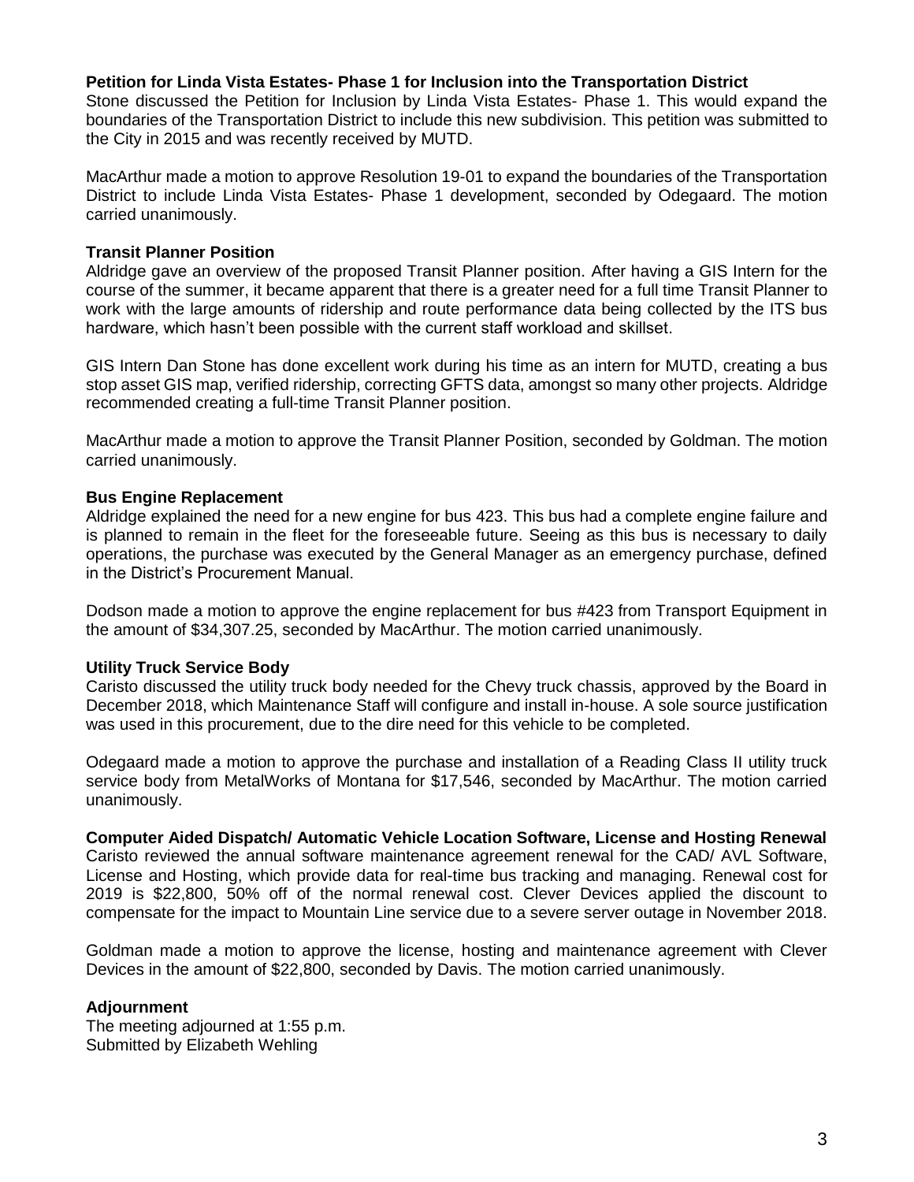**Petition for Linda Vista Estates- Phase 1 for Inclusion into the Transportation District**

Stone discussed the Petition for Inclusion by Linda Vista Estates- Phase 1. This would expand the boundaries of the Transportation District to include this new subdivision. This petition was submitted to the City in 2015 and was recently received by MUTD.

MacArthur made a motion to approve Resolution 19-01 to expand the boundaries of the Transportation District to include Linda Vista Estates- Phase 1 development, seconded by Odegaard. The motion carried unanimously.

**Transit Planner Position**

Aldridge gave an overview of the proposed Transit Planner position. After having a GIS Intern for the course of the summer, it became apparent that there is a greater need for a full time Transit Planner to work with the large amounts of ridership and route performance data being collected by the ITS bus hardware, which hasn't been possible with the current staff workload and skillset.

GIS Intern Dan Stone has done excellent work during his time as an intern for MUTD, creating a bus stop asset GIS map, verified ridership, correcting GFTS data, amongst so many other projects. Aldridge recommended creating a full-time Transit Planner position.

MacArthur made a motion to approve the Transit Planner Position, seconded by Goldman. The motion carried unanimously.

**Bus Engine Replacement**

Aldridge explained the need for a new engine for bus 423. This bus had a complete engine failure and is planned to remain in the fleet for the foreseeable future. Seeing as this bus is necessary to daily operations, the purchase was executed by the General Manager as an emergency purchase, defined in the District's Procurement Manual.

Dodson made a motion to approve the engine replacement for bus #423 from Transport Equipment in the amount of $34,307.25, seconded by MacArthur. The motion carried unanimously.

**Utility Truck Service Body**

Caristo discussed the utility truck body needed for the Chevy truck chassis, approved by the Board in December 2018, which Maintenance Staff will configure and install in-house. A sole source justification was used in this procurement, due to the dire need for this vehicle to be completed.

Odegaard made a motion to approve the purchase and installation of a Reading Class II utility truck service body from MetalWorks of Montana for $17,546, seconded by MacArthur. The motion carried unanimously.

**Computer Aided Dispatch/ Automatic Vehicle Location Software, License and Hosting Renewal**

Caristo reviewed the annual software maintenance agreement renewal for the CAD/ AVL Software, License and Hosting, which provide data for real-time bus tracking and managing. Renewal cost for 2019 is $22,800, 50% off of the normal renewal cost. Clever Devices applied the discount to compensate for the impact to Mountain Line service due to a severe server outage in November 2018.

Goldman made a motion to approve the license, hosting and maintenance agreement with Clever Devices in the amount of $22,800, seconded by Davis. The motion carried unanimously.

**Adjournment**

The meeting adjourned at 1:55 p.m.
Submitted by Elizabeth Wehling